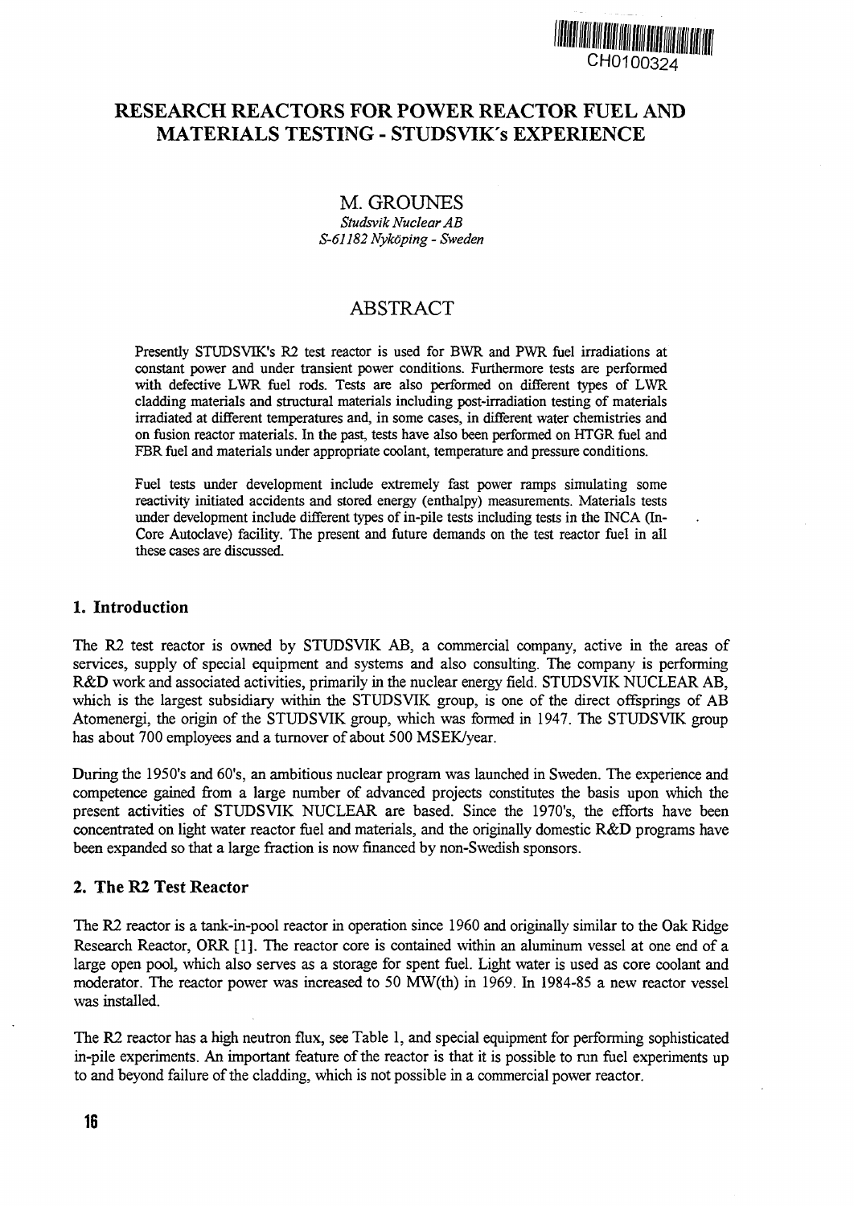CH0100324

# RESEARCH REACTORS FOR POWER REACTOR FUEL AND MATERIALS TESTING - STUDSVIK's EXPERIENCE

M. GROUNES

*Studsvik Nuclear AB*
*S-61182 Nyköping - Sweden*

## ABSTRACT

Presently STUDSVIK's R2 test reactor is used for BWR and PWR fuel irradiations at constant power and under transient power conditions. Furthermore tests are performed with defective LWR fuel rods. Tests are also performed on different types of LWR cladding materials and structural materials including post-irradiation testing of materials irradiated at different temperatures and, in some cases, in different water chemistries and on fusion reactor materials. In the past, tests have also been performed on HTGR fuel and FBR fuel and materials under appropriate coolant, temperature and pressure conditions.

Fuel tests under development include extremely fast power ramps simulating some reactivity initiated accidents and stored energy (enthalpy) measurements. Materials tests under development include different types of in-pile tests including tests in the INCA (In-Core Autoclave) facility. The present and future demands on the test reactor fuel in all these cases are discussed.

## 1. Introduction

The R2 test reactor is owned by STUDSVIK AB, a commercial company, active in the areas of services, supply of special equipment and systems and also consulting. The company is performing R&D work and associated activities, primarily in the nuclear energy field. STUDSVIK NUCLEAR AB, which is the largest subsidiary within the STUDSVIK group, is one of the direct offsprings of AB Atomenergi, the origin of the STUDSVIK group, which was formed in 1947. The STUDSVIK group has about 700 employees and a turnover of about 500 MSEK/year.

During the 1950's and 60's, an ambitious nuclear program was launched in Sweden. The experience and competence gained from a large number of advanced projects constitutes the basis upon which the present activities of STUDSVIK NUCLEAR are based. Since the 1970's, the efforts have been concentrated on light water reactor fuel and materials, and the originally domestic R&D programs have been expanded so that a large fraction is now financed by non-Swedish sponsors.

## 2. The R2 Test Reactor

The R2 reactor is a tank-in-pool reactor in operation since 1960 and originally similar to the Oak Ridge Research Reactor, ORR [1]. The reactor core is contained within an aluminum vessel at one end of a large open pool, which also serves as a storage for spent fuel. Light water is used as core coolant and moderator. The reactor power was increased to 50 MW(th) in 1969. In 1984-85 a new reactor vessel was installed.

The R2 reactor has a high neutron flux, see Table 1, and special equipment for performing sophisticated in-pile experiments. An important feature of the reactor is that it is possible to run fuel experiments up to and beyond failure of the cladding, which is not possible in a commercial power reactor.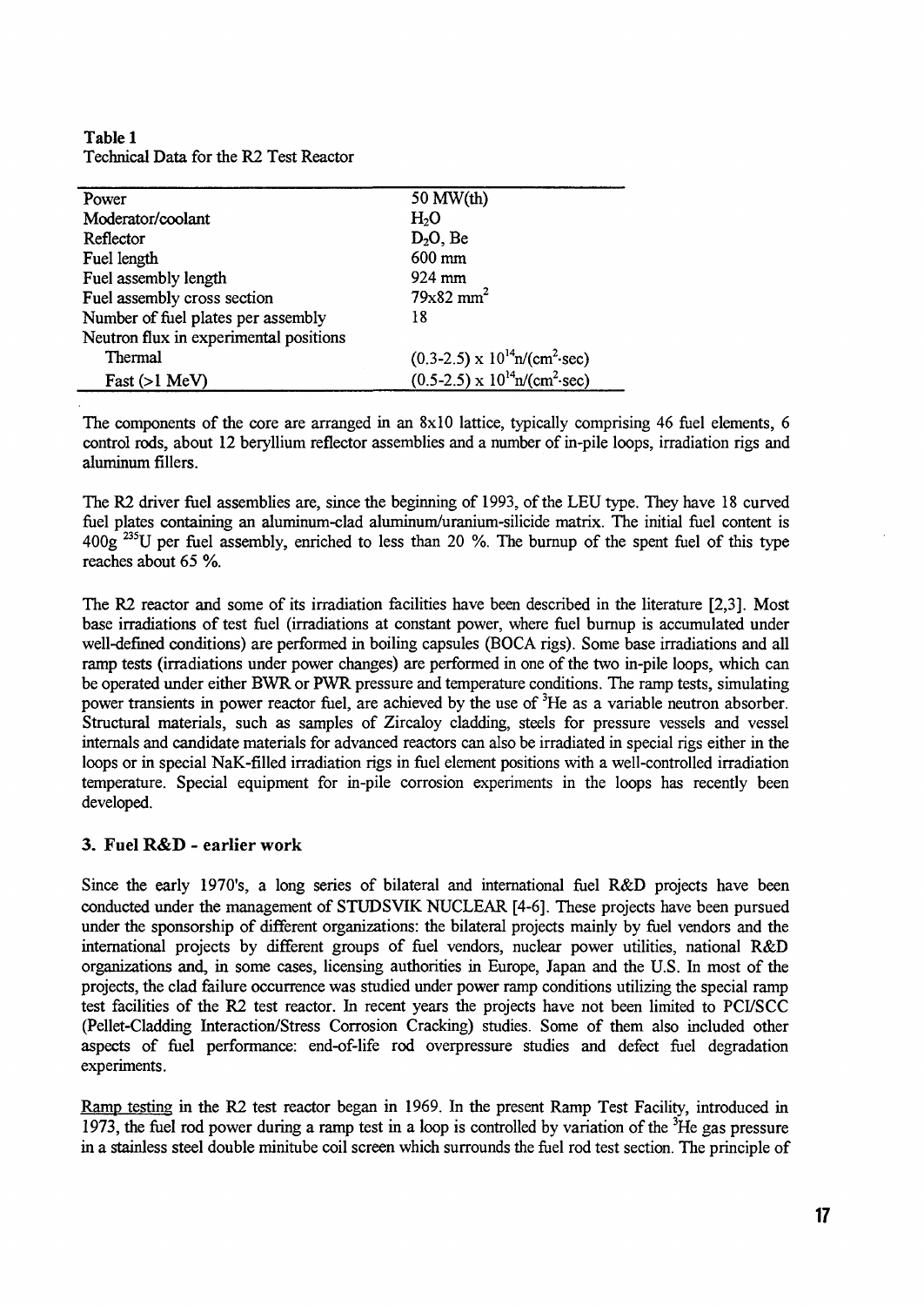**Table 1**
Technical Data for the R2 Test Reactor

| | |
|---|---|
| Power | 50 MW(th) |
| Moderator/coolant | $H_2O$ |
| Reflector | $D_2O$, Be |
| Fuel length | 600 mm |
| Fuel assembly length | 924 mm |
| Fuel assembly cross section | 79x82 $mm^2$ |
| Number of fuel plates per assembly | 18 |
| Neutron flux in experimental positions | |
| Thermal | $(0.3\text{-}2.5) \times 10^{14} n/(cm^2 \cdot sec)$ |
| Fast (>1 MeV) | $(0.5\text{-}2.5) \times 10^{14} n/(cm^2 \cdot sec)$ |

The components of the core are arranged in an 8x10 lattice, typically comprising 46 fuel elements, 6 control rods, about 12 beryllium reflector assemblies and a number of in-pile loops, irradiation rigs and aluminum fillers.

The R2 driver fuel assemblies are, since the beginning of 1993, of the LEU type. They have 18 curved fuel plates containing an aluminum-clad aluminum/uranium-silicide matrix. The initial fuel content is 400g $^{235}U$ per fuel assembly, enriched to less than 20 %. The burnup of the spent fuel of this type reaches about 65 %.

The R2 reactor and some of its irradiation facilities have been described in the literature [2,3]. Most base irradiations of test fuel (irradiations at constant power, where fuel burnup is accumulated under well-defined conditions) are performed in boiling capsules (BOCA rigs). Some base irradiations and all ramp tests (irradiations under power changes) are performed in one of the two in-pile loops, which can be operated under either BWR or PWR pressure and temperature conditions. The ramp tests, simulating power transients in power reactor fuel, are achieved by the use of $^3He$ as a variable neutron absorber. Structural materials, such as samples of Zircaloy cladding, steels for pressure vessels and vessel internals and candidate materials for advanced reactors can also be irradiated in special rigs either in the loops or in special NaK-filled irradiation rigs in fuel element positions with a well-controlled irradiation temperature. Special equipment for in-pile corrosion experiments in the loops has recently been developed.

### 3. Fuel R&D - earlier work

Since the early 1970's, a long series of bilateral and international fuel R&D projects have been conducted under the management of STUDSVIK NUCLEAR [4-6]. These projects have been pursued under the sponsorship of different organizations: the bilateral projects mainly by fuel vendors and the international projects by different groups of fuel vendors, nuclear power utilities, national R&D organizations and, in some cases, licensing authorities in Europe, Japan and the U.S. In most of the projects, the clad failure occurrence was studied under power ramp conditions utilizing the special ramp test facilities of the R2 test reactor. In recent years the projects have not been limited to PCI/SCC (Pellet-Cladding Interaction/Stress Corrosion Cracking) studies. Some of them also included other aspects of fuel performance: end-of-life rod overpressure studies and defect fuel degradation experiments.

Ramp testing in the R2 test reactor began in 1969. In the present Ramp Test Facility, introduced in 1973, the fuel rod power during a ramp test in a loop is controlled by variation of the $^3He$ gas pressure in a stainless steel double minitube coil screen which surrounds the fuel rod test section. The principle of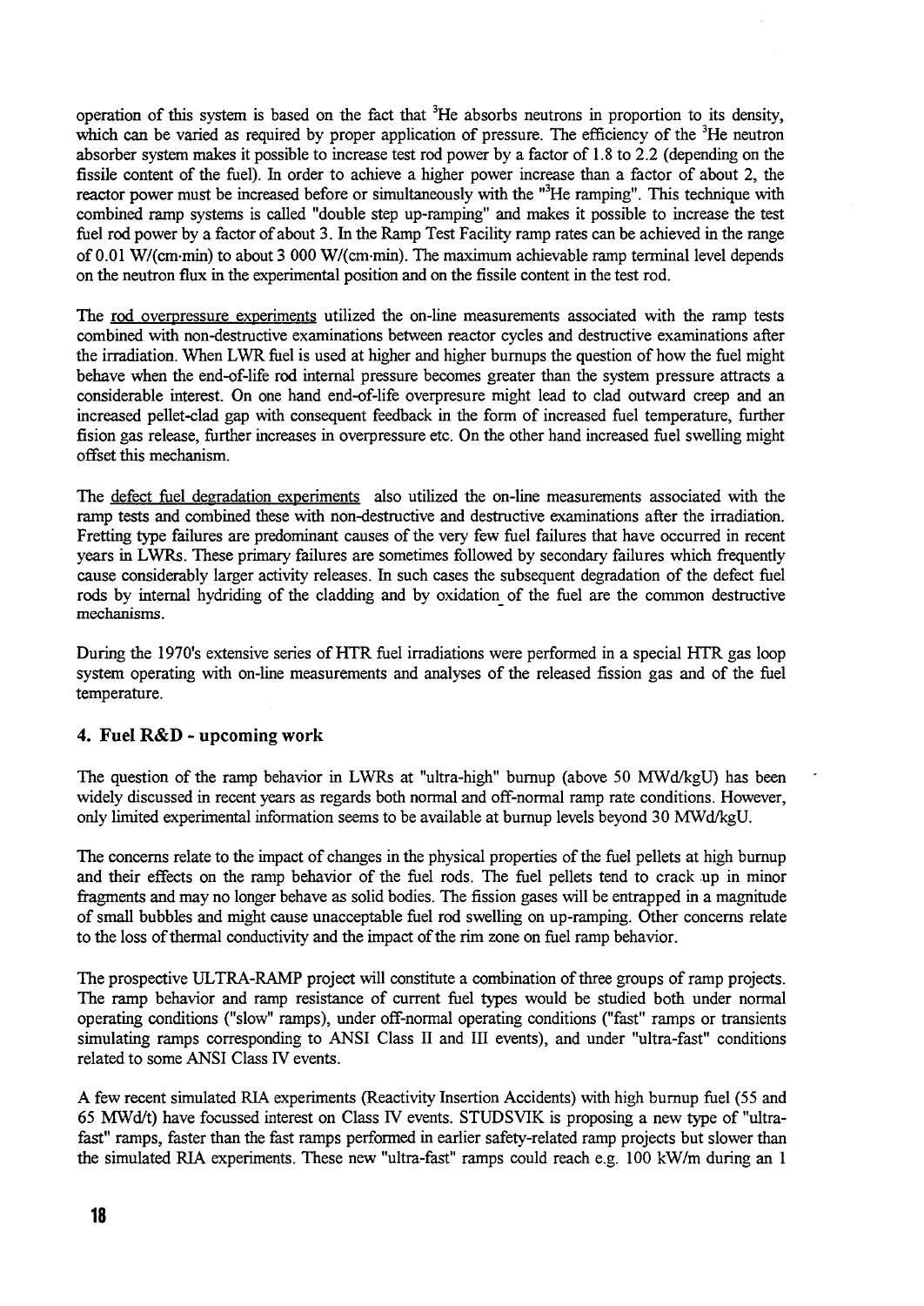operation of this system is based on the fact that $^3He$ absorbs neutrons in proportion to its density, which can be varied as required by proper application of pressure. The efficiency of the $^3He$ neutron absorber system makes it possible to increase test rod power by a factor of 1.8 to 2.2 (depending on the fissile content of the fuel). In order to achieve a higher power increase than a factor of about 2, the reactor power must be increased before or simultaneously with the "$^3He$ ramping". This technique with combined ramp systems is called "double step up-ramping" and makes it possible to increase the test fuel rod power by a factor of about 3. In the Ramp Test Facility ramp rates can be achieved in the range of 0.01 W/(cm·min) to about 3 000 W/(cm·min). The maximum achievable ramp terminal level depends on the neutron flux in the experimental position and on the fissile content in the test rod.

The rod overpressure experiments utilized the on-line measurements associated with the ramp tests combined with non-destructive examinations between reactor cycles and destructive examinations after the irradiation. When LWR fuel is used at higher and higher burnups the question of how the fuel might behave when the end-of-life rod internal pressure becomes greater than the system pressure attracts a considerable interest. On one hand end-of-life overpresure might lead to clad outward creep and an increased pellet-clad gap with consequent feedback in the form of increased fuel temperature, further fission gas release, further increases in overpressure etc. On the other hand increased fuel swelling might offset this mechanism.

The defect fuel degradation experiments also utilized the on-line measurements associated with the ramp tests and combined these with non-destructive and destructive examinations after the irradiation. Fretting type failures are predominant causes of the very few fuel failures that have occurred in recent years in LWRs. These primary failures are sometimes followed by secondary failures which frequently cause considerably larger activity releases. In such cases the subsequent degradation of the defect fuel rods by internal hydriding of the cladding and by oxidation of the fuel are the common destructive mechanisms.

During the 1970's extensive series of HTR fuel irradiations were performed in a special HTR gas loop system operating with on-line measurements and analyses of the released fission gas and of the fuel temperature.

## 4. Fuel R&D - upcoming work

The question of the ramp behavior in LWRs at "ultra-high" burnup (above 50 MWd/kgU) has been widely discussed in recent years as regards both normal and off-normal ramp rate conditions. However, only limited experimental information seems to be available at burnup levels beyond 30 MWd/kgU.

The concerns relate to the impact of changes in the physical properties of the fuel pellets at high burnup and their effects on the ramp behavior of the fuel rods. The fuel pellets tend to crack up in minor fragments and may no longer behave as solid bodies. The fission gases will be entrapped in a magnitude of small bubbles and might cause unacceptable fuel rod swelling on up-ramping. Other concerns relate to the loss of thermal conductivity and the impact of the rim zone on fuel ramp behavior.

The prospective ULTRA-RAMP project will constitute a combination of three groups of ramp projects. The ramp behavior and ramp resistance of current fuel types would be studied both under normal operating conditions ("slow" ramps), under off-normal operating conditions ("fast" ramps or transients simulating ramps corresponding to ANSI Class II and III events), and under "ultra-fast" conditions related to some ANSI Class IV events.

A few recent simulated RIA experiments (Reactivity Insertion Accidents) with high burnup fuel (55 and 65 MWd/t) have focussed interest on Class IV events. STUDSVIK is proposing a new type of "ultra-fast" ramps, faster than the fast ramps performed in earlier safety-related ramp projects but slower than the simulated RIA experiments. These new "ultra-fast" ramps could reach e.g. 100 kW/m during an 1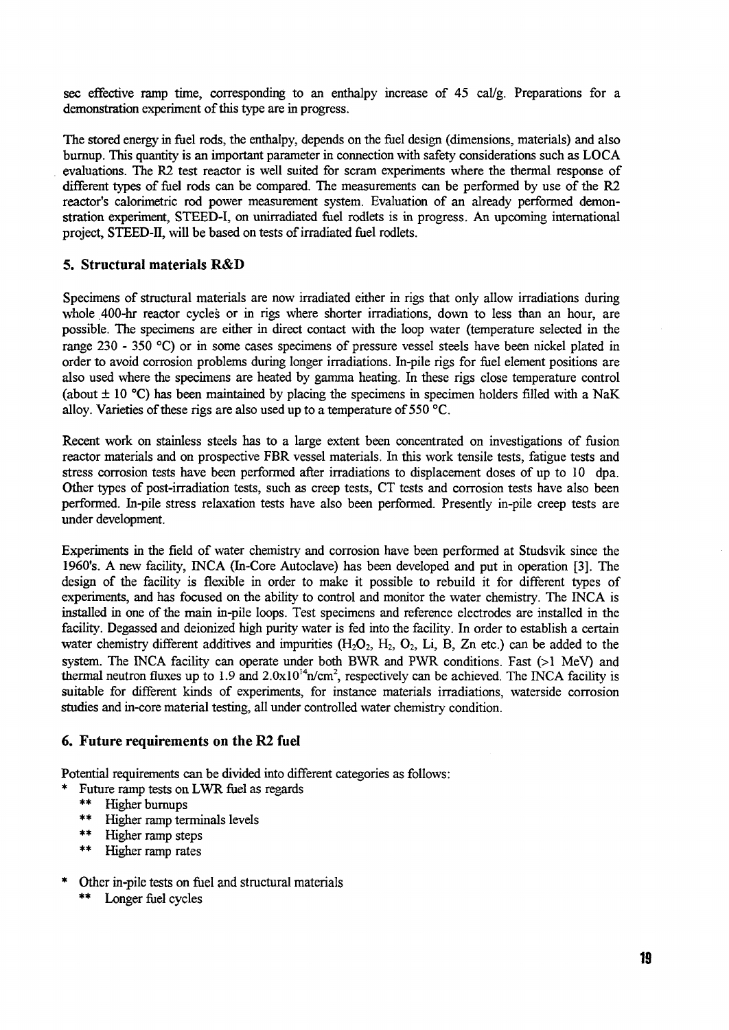sec effective ramp time, corresponding to an enthalpy increase of 45 cal/g. Preparations for a demonstration experiment of this type are in progress.

The stored energy in fuel rods, the enthalpy, depends on the fuel design (dimensions, materials) and also burnup. This quantity is an important parameter in connection with safety considerations such as LOCA evaluations. The R2 test reactor is well suited for scram experiments where the thermal response of different types of fuel rods can be compared. The measurements can be performed by use of the R2 reactor's calorimetric rod power measurement system. Evaluation of an already performed demonstration experiment, STEED-I, on unirradiated fuel rodlets is in progress. An upcoming international project, STEED-II, will be based on tests of irradiated fuel rodlets.

## 5. Structural materials R&D

Specimens of structural materials are now irradiated either in rigs that only allow irradiations during whole 400-hr reactor cycles or in rigs where shorter irradiations, down to less than an hour, are possible. The specimens are either in direct contact with the loop water (temperature selected in the range 230 - 350 °C) or in some cases specimens of pressure vessel steels have been nickel plated in order to avoid corrosion problems during longer irradiations. In-pile rigs for fuel element positions are also used where the specimens are heated by gamma heating. In these rigs close temperature control (about ± 10 °C) has been maintained by placing the specimens in specimen holders filled with a NaK alloy. Varieties of these rigs are also used up to a temperature of 550 °C.

Recent work on stainless steels has to a large extent been concentrated on investigations of fusion reactor materials and on prospective FBR vessel materials. In this work tensile tests, fatigue tests and stress corrosion tests have been performed after irradiations to displacement doses of up to 10 dpa. Other types of post-irradiation tests, such as creep tests, CT tests and corrosion tests have also been performed. In-pile stress relaxation tests have also been performed. Presently in-pile creep tests are under development.

Experiments in the field of water chemistry and corrosion have been performed at Studsvik since the 1960's. A new facility, INCA (In-Core Autoclave) has been developed and put in operation [3]. The design of the facility is flexible in order to make it possible to rebuild it for different types of experiments, and has focused on the ability to control and monitor the water chemistry. The INCA is installed in one of the main in-pile loops. Test specimens and reference electrodes are installed in the facility. Degassed and deionized high purity water is fed into the facility. In order to establish a certain water chemistry different additives and impurities ($H_2O_2$, $H_2$, $O_2$, Li, B, Zn etc.) can be added to the system. The INCA facility can operate under both BWR and PWR conditions. Fast (>1 MeV) and thermal neutron fluxes up to 1.9 and $2.0 \times 10^{14}$ n/cm$^2$, respectively can be achieved. The INCA facility is suitable for different kinds of experiments, for instance materials irradiations, waterside corrosion studies and in-core material testing, all under controlled water chemistry condition.

## 6. Future requirements on the R2 fuel

Potential requirements can be divided into different categories as follows:

* Future ramp tests on LWR fuel as regards
  ** Higher burnups
  ** Higher ramp terminals levels
  ** Higher ramp steps
  ** Higher ramp rates

* Other in-pile tests on fuel and structural materials
  ** Longer fuel cycles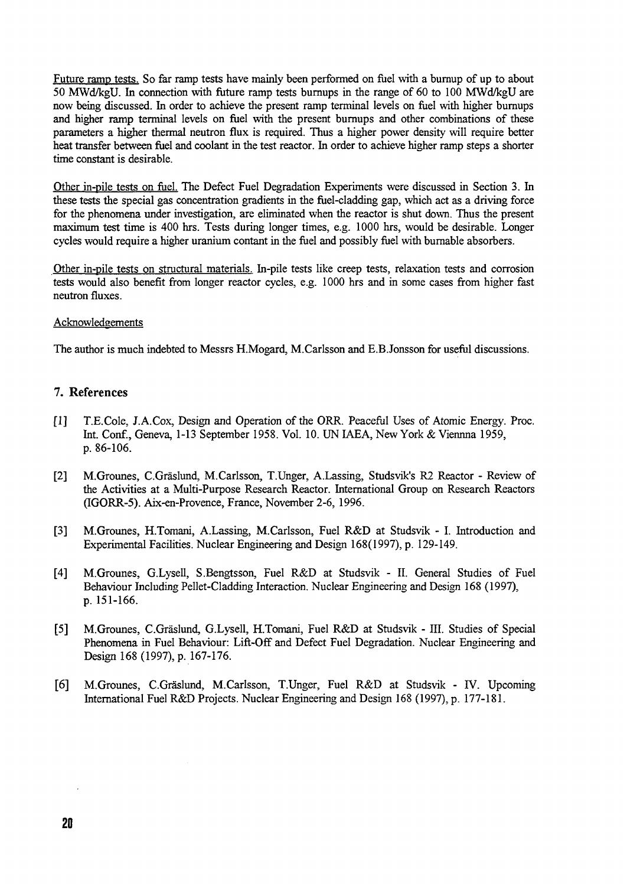Future ramp tests. So far ramp tests have mainly been performed on fuel with a burnup of up to about 50 MWd/kgU. In connection with future ramp tests burnups in the range of 60 to 100 MWd/kgU are now being discussed. In order to achieve the present ramp terminal levels on fuel with higher burnups and higher ramp terminal levels on fuel with the present burnups and other combinations of these parameters a higher thermal neutron flux is required. Thus a higher power density will require better heat transfer between fuel and coolant in the test reactor. In order to achieve higher ramp steps a shorter time constant is desirable.

Other in-pile tests on fuel. The Defect Fuel Degradation Experiments were discussed in Section 3. In these tests the special gas concentration gradients in the fuel-cladding gap, which act as a driving force for the phenomena under investigation, are eliminated when the reactor is shut down. Thus the present maximum test time is 400 hrs. Tests during longer times, e.g. 1000 hrs, would be desirable. Longer cycles would require a higher uranium contant in the fuel and possibly fuel with burnable absorbers.

Other in-pile tests on structural materials. In-pile tests like creep tests, relaxation tests and corrosion tests would also benefit from longer reactor cycles, e.g. 1000 hrs and in some cases from higher fast neutron fluxes.

Acknowledgements

The author is much indebted to Messrs H.Mogard, M.Carlsson and E.B.Jonsson for useful discussions.

## 7. References

[1] T.E.Cole, J.A.Cox, Design and Operation of the ORR. Peaceful Uses of Atomic Energy. Proc. Int. Conf., Geneva, 1-13 September 1958. Vol. 10. UN IAEA, New York & Viennna 1959, p. 86-106.

[2] M.Grounes, C.Gräslund, M.Carlsson, T.Unger, A.Lassing, Studsvik's R2 Reactor - Review of the Activities at a Multi-Purpose Research Reactor. International Group on Research Reactors (IGORR-5). Aix-en-Provence, France, November 2-6, 1996.

[3] M.Grounes, H.Tomani, A.Lassing, M.Carlsson, Fuel R&D at Studsvik - I. Introduction and Experimental Facilities. Nuclear Engineering and Design 168(1997), p. 129-149.

[4] M.Grounes, G.Lysell, S.Bengtsson, Fuel R&D at Studsvik - II. General Studies of Fuel Behaviour Including Pellet-Cladding Interaction. Nuclear Engineering and Design 168 (1997), p. 151-166.

[5] M.Grounes, C.Gräslund, G.Lysell, H.Tomani, Fuel R&D at Studsvik - III. Studies of Special Phenomena in Fuel Behaviour: Lift-Off and Defect Fuel Degradation. Nuclear Engineering and Design 168 (1997), p. 167-176.

[6] M.Grounes, C.Gräslund, M.Carlsson, T.Unger, Fuel R&D at Studsvik - IV. Upcoming International Fuel R&D Projects. Nuclear Engineering and Design 168 (1997), p. 177-181.